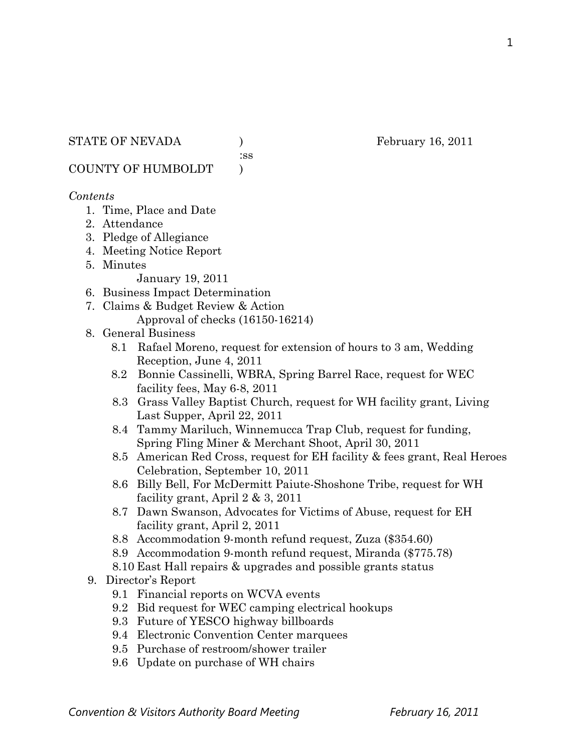STATE OF NEVADA ) February 16, 2011
:ss
COUNTY OF HUMBOLDT )

*Contents*

1. Time, Place and Date
2. Attendance
3. Pledge of Allegiance
4. Meeting Notice Report
5. Minutes
   January 19, 2011
6. Business Impact Determination
7. Claims & Budget Review & Action
   Approval of checks (16150-16214)
8. General Business
   - 8.1 Rafael Moreno, request for extension of hours to 3 am, Wedding Reception, June 4, 2011
   - 8.2 Bonnie Cassinelli, WBRA, Spring Barrel Race, request for WEC facility fees, May 6-8, 2011
   - 8.3 Grass Valley Baptist Church, request for WH facility grant, Living Last Supper, April 22, 2011
   - 8.4 Tammy Mariluch, Winnemucca Trap Club, request for funding, Spring Fling Miner & Merchant Shoot, April 30, 2011
   - 8.5 American Red Cross, request for EH facility & fees grant, Real Heroes Celebration, September 10, 2011
   - 8.6 Billy Bell, For McDermitt Paiute-Shoshone Tribe, request for WH facility grant, April 2 & 3, 2011
   - 8.7 Dawn Swanson, Advocates for Victims of Abuse, request for EH facility grant, April 2, 2011
   - 8.8 Accommodation 9-month refund request, Zuza ($354.60)
   - 8.9 Accommodation 9-month refund request, Miranda ($775.78)
   - 8.10 East Hall repairs & upgrades and possible grants status
9. Director's Report
   - 9.1 Financial reports on WCVA events
   - 9.2 Bid request for WEC camping electrical hookups
   - 9.3 Future of YESCO highway billboards
   - 9.4 Electronic Convention Center marquees
   - 9.5 Purchase of restroom/shower trailer
   - 9.6 Update on purchase of WH chairs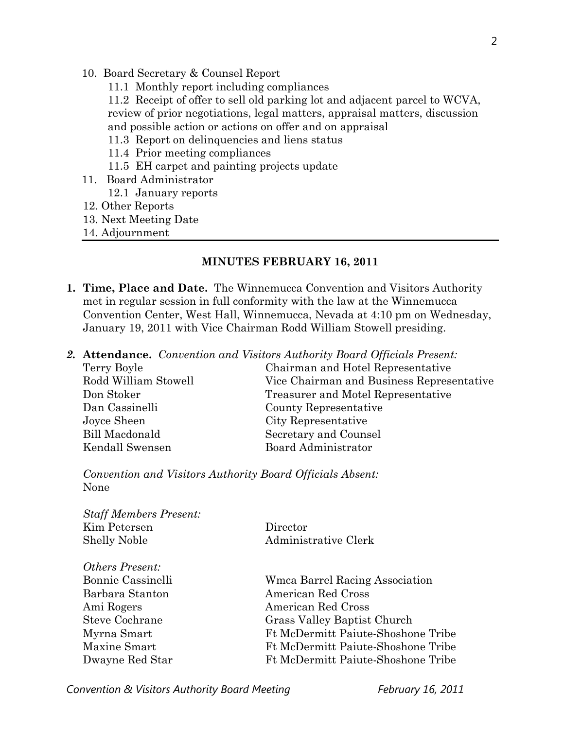10. Board Secretary & Counsel Report
    - 11.1 Monthly report including compliances
    - 11.2 Receipt of offer to sell old parking lot and adjacent parcel to WCVA, review of prior negotiations, legal matters, appraisal matters, discussion and possible action or actions on offer and on appraisal
    - 11.3 Report on delinquencies and liens status
    - 11.4 Prior meeting compliances
    - 11.5 EH carpet and painting projects update
11. Board Administrator
    - 12.1 January reports
12. Other Reports
13. Next Meeting Date
14. Adjournment

---

**MINUTES FEBRUARY 16, 2011**

1. **Time, Place and Date.** The Winnemucca Convention and Visitors Authority met in regular session in full conformity with the law at the Winnemucca Convention Center, West Hall, Winnemucca, Nevada at 4:10 pm on Wednesday, January 19, 2011 with Vice Chairman Rodd William Stowell presiding.

2. ***Attendance.*** *Convention and Visitors Authority Board Officials Present:*

| | |
|---|---|
| Terry Boyle | Chairman and Hotel Representative |
| Rodd William Stowell | Vice Chairman and Business Representative |
| Don Stoker | Treasurer and Motel Representative |
| Dan Cassinelli | County Representative |
| Joyce Sheen | City Representative |
| Bill Macdonald | Secretary and Counsel |
| Kendall Swensen | Board Administrator |

*Convention and Visitors Authority Board Officials Absent:*
None

*Staff Members Present:*

| | |
|---|---|
| Kim Petersen | Director |
| Shelly Noble | Administrative Clerk |

*Others Present:*

| | |
|---|---|
| Bonnie Cassinelli | Wmca Barrel Racing Association |
| Barbara Stanton | American Red Cross |
| Ami Rogers | American Red Cross |
| Steve Cochrane | Grass Valley Baptist Church |
| Myrna Smart | Ft McDermitt Paiute-Shoshone Tribe |
| Maxine Smart | Ft McDermitt Paiute-Shoshone Tribe |
| Dwayne Red Star | Ft McDermitt Paiute-Shoshone Tribe |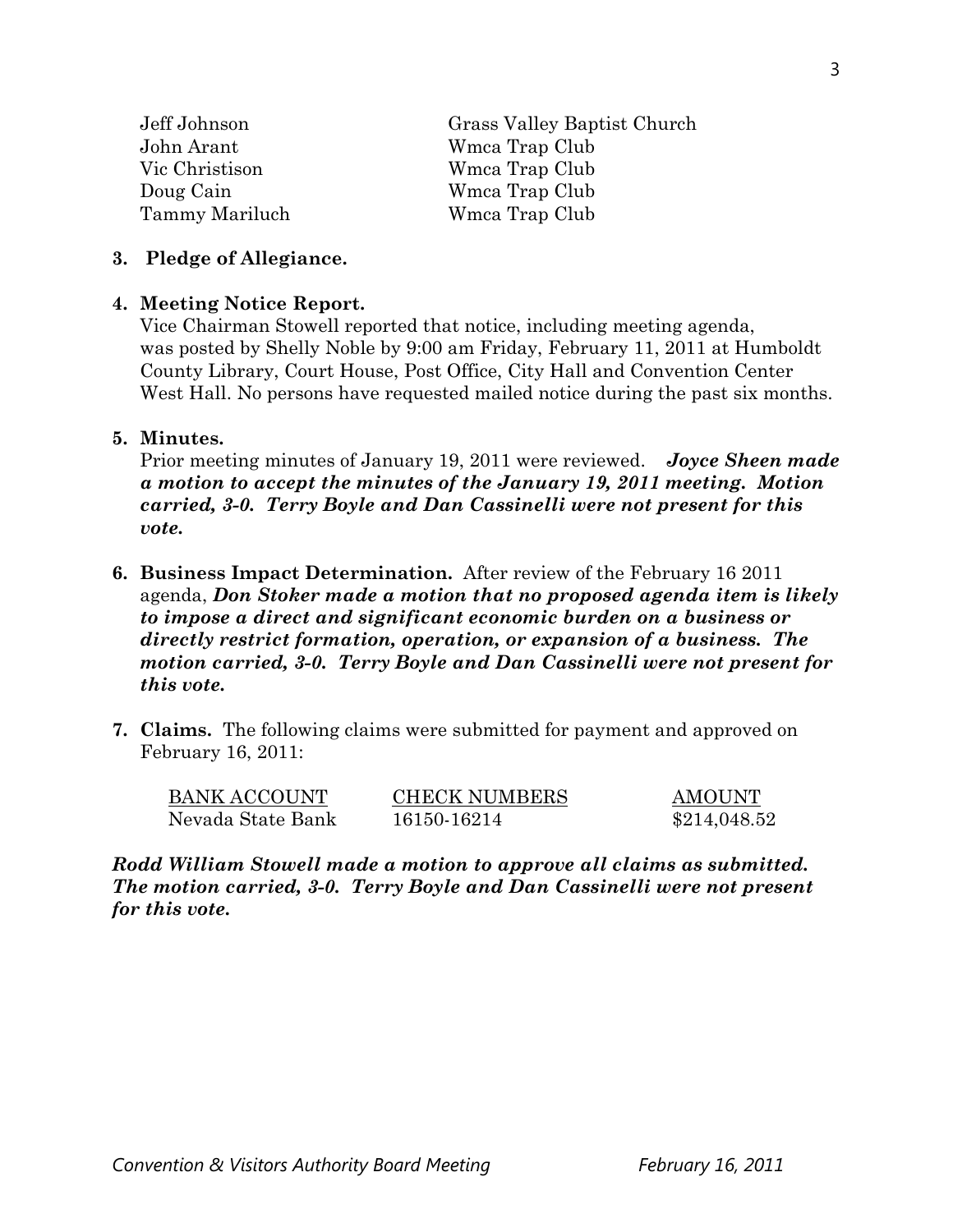| | |
|---|---|
| Jeff Johnson | Grass Valley Baptist Church |
| John Arant | Wmca Trap Club |
| Vic Christison | Wmca Trap Club |
| Doug Cain | Wmca Trap Club |
| Tammy Mariluch | Wmca Trap Club |

**3. Pledge of Allegiance.**

**4. Meeting Notice Report.**

Vice Chairman Stowell reported that notice, including meeting agenda, was posted by Shelly Noble by 9:00 am Friday, February 11, 2011 at Humboldt County Library, Court House, Post Office, City Hall and Convention Center West Hall. No persons have requested mailed notice during the past six months.

**5. Minutes.**

Prior meeting minutes of January 19, 2011 were reviewed. ***Joyce Sheen made a motion to accept the minutes of the January 19, 2011 meeting. Motion carried, 3-0. Terry Boyle and Dan Cassinelli were not present for this vote.***

**6. Business Impact Determination.** After review of the February 16 2011 agenda, ***Don Stoker made a motion that no proposed agenda item is likely to impose a direct and significant economic burden on a business or directly restrict formation, operation, or expansion of a business. The motion carried, 3-0. Terry Boyle and Dan Cassinelli were not present for this vote.***

**7. Claims.** The following claims were submitted for payment and approved on February 16, 2011:

| BANK ACCOUNT | CHECK NUMBERS | AMOUNT |
|---|---|---|
| Nevada State Bank | 16150-16214 | $214,048.52 |

***Rodd William Stowell made a motion to approve all claims as submitted. The motion carried, 3-0. Terry Boyle and Dan Cassinelli were not present for this vote.***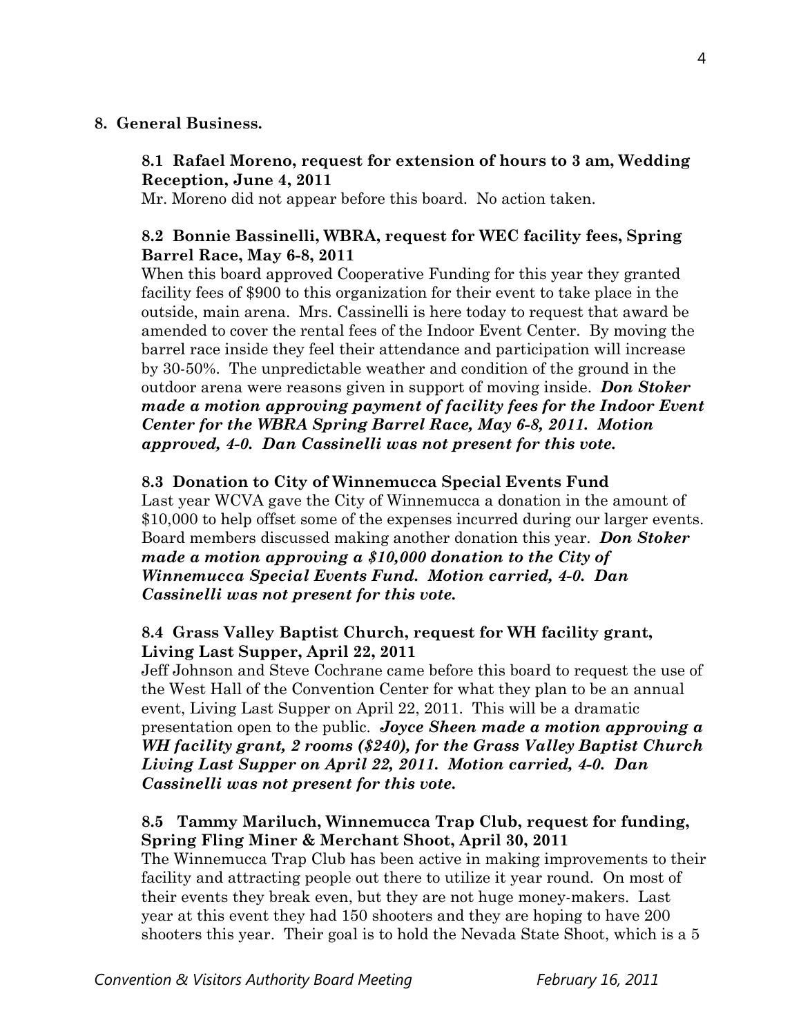## 8. General Business.

### 8.1 Rafael Moreno, request for extension of hours to 3 am, Wedding Reception, June 4, 2011

Mr. Moreno did not appear before this board. No action taken.

### 8.2 Bonnie Bassinelli, WBRA, request for WEC facility fees, Spring Barrel Race, May 6-8, 2011

When this board approved Cooperative Funding for this year they granted facility fees of $900 to this organization for their event to take place in the outside, main arena. Mrs. Cassinelli is here today to request that award be amended to cover the rental fees of the Indoor Event Center. By moving the barrel race inside they feel their attendance and participation will increase by 30-50%. The unpredictable weather and condition of the ground in the outdoor arena were reasons given in support of moving inside. ***Don Stoker made a motion approving payment of facility fees for the Indoor Event Center for the WBRA Spring Barrel Race, May 6-8, 2011. Motion approved, 4-0. Dan Cassinelli was not present for this vote.***

### 8.3 Donation to City of Winnemucca Special Events Fund

Last year WCVA gave the City of Winnemucca a donation in the amount of $10,000 to help offset some of the expenses incurred during our larger events. Board members discussed making another donation this year. ***Don Stoker made a motion approving a $10,000 donation to the City of Winnemucca Special Events Fund. Motion carried, 4-0. Dan Cassinelli was not present for this vote.***

### 8.4 Grass Valley Baptist Church, request for WH facility grant, Living Last Supper, April 22, 2011

Jeff Johnson and Steve Cochrane came before this board to request the use of the West Hall of the Convention Center for what they plan to be an annual event, Living Last Supper on April 22, 2011. This will be a dramatic presentation open to the public. ***Joyce Sheen made a motion approving a WH facility grant, 2 rooms ($240), for the Grass Valley Baptist Church Living Last Supper on April 22, 2011. Motion carried, 4-0. Dan Cassinelli was not present for this vote.***

### 8.5 Tammy Mariluch, Winnemucca Trap Club, request for funding, Spring Fling Miner & Merchant Shoot, April 30, 2011

The Winnemucca Trap Club has been active in making improvements to their facility and attracting people out there to utilize it year round. On most of their events they break even, but they are not huge money-makers. Last year at this event they had 150 shooters and they are hoping to have 200 shooters this year. Their goal is to hold the Nevada State Shoot, which is a 5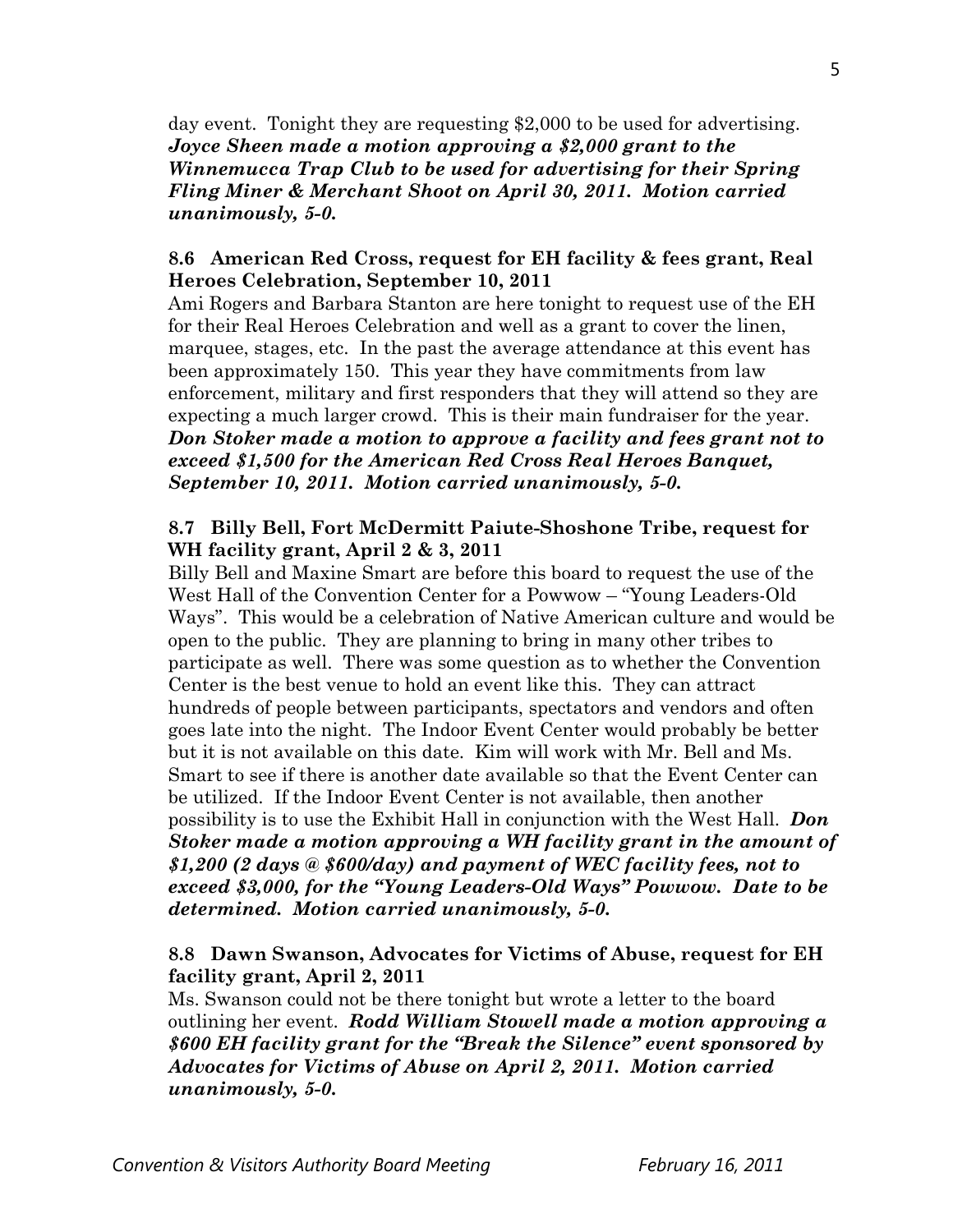day event. Tonight they are requesting $2,000 to be used for advertising. ***Joyce Sheen made a motion approving a $2,000 grant to the Winnemucca Trap Club to be used for advertising for their Spring Fling Miner & Merchant Shoot on April 30, 2011. Motion carried unanimously, 5-0.***

**8.6 American Red Cross, request for EH facility & fees grant, Real Heroes Celebration, September 10, 2011**

Ami Rogers and Barbara Stanton are here tonight to request use of the EH for their Real Heroes Celebration and well as a grant to cover the linen, marquee, stages, etc. In the past the average attendance at this event has been approximately 150. This year they have commitments from law enforcement, military and first responders that they will attend so they are expecting a much larger crowd. This is their main fundraiser for the year. ***Don Stoker made a motion to approve a facility and fees grant not to exceed $1,500 for the American Red Cross Real Heroes Banquet, September 10, 2011. Motion carried unanimously, 5-0.***

**8.7 Billy Bell, Fort McDermitt Paiute-Shoshone Tribe, request for WH facility grant, April 2 & 3, 2011**

Billy Bell and Maxine Smart are before this board to request the use of the West Hall of the Convention Center for a Powwow – "Young Leaders-Old Ways". This would be a celebration of Native American culture and would be open to the public. They are planning to bring in many other tribes to participate as well. There was some question as to whether the Convention Center is the best venue to hold an event like this. They can attract hundreds of people between participants, spectators and vendors and often goes late into the night. The Indoor Event Center would probably be better but it is not available on this date. Kim will work with Mr. Bell and Ms. Smart to see if there is another date available so that the Event Center can be utilized. If the Indoor Event Center is not available, then another possibility is to use the Exhibit Hall in conjunction with the West Hall. ***Don Stoker made a motion approving a WH facility grant in the amount of $1,200 (2 days @ $600/day) and payment of WEC facility fees, not to exceed $3,000, for the "Young Leaders-Old Ways" Powwow. Date to be determined. Motion carried unanimously, 5-0.***

**8.8 Dawn Swanson, Advocates for Victims of Abuse, request for EH facility grant, April 2, 2011**

Ms. Swanson could not be there tonight but wrote a letter to the board outlining her event. ***Rodd William Stowell made a motion approving a $600 EH facility grant for the "Break the Silence" event sponsored by Advocates for Victims of Abuse on April 2, 2011. Motion carried unanimously, 5-0.***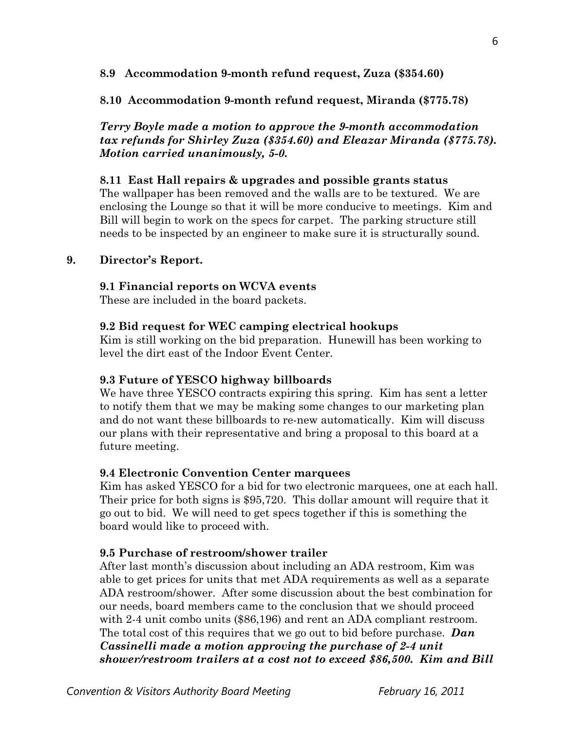**8.9 Accommodation 9-month refund request, Zuza ($354.60)**

**8.10 Accommodation 9-month refund request, Miranda ($775.78)**

***Terry Boyle made a motion to approve the 9-month accommodation tax refunds for Shirley Zuza ($354.60) and Eleazar Miranda ($775.78). Motion carried unanimously, 5-0.***

**8.11 East Hall repairs & upgrades and possible grants status**

The wallpaper has been removed and the walls are to be textured. We are enclosing the Lounge so that it will be more conducive to meetings. Kim and Bill will begin to work on the specs for carpet. The parking structure still needs to be inspected by an engineer to make sure it is structurally sound.

## 9. Director's Report.

**9.1 Financial reports on WCVA events**

These are included in the board packets.

**9.2 Bid request for WEC camping electrical hookups**

Kim is still working on the bid preparation. Hunewill has been working to level the dirt east of the Indoor Event Center.

**9.3 Future of YESCO highway billboards**

We have three YESCO contracts expiring this spring. Kim has sent a letter to notify them that we may be making some changes to our marketing plan and do not want these billboards to re-new automatically. Kim will discuss our plans with their representative and bring a proposal to this board at a future meeting.

**9.4 Electronic Convention Center marquees**

Kim has asked YESCO for a bid for two electronic marquees, one at each hall. Their price for both signs is $95,720. This dollar amount will require that it go out to bid. We will need to get specs together if this is something the board would like to proceed with.

**9.5 Purchase of restroom/shower trailer**

After last month's discussion about including an ADA restroom, Kim was able to get prices for units that met ADA requirements as well as a separate ADA restroom/shower. After some discussion about the best combination for our needs, board members came to the conclusion that we should proceed with 2-4 unit combo units ($86,196) and rent an ADA compliant restroom. The total cost of this requires that we go out to bid before purchase. ***Dan Cassinelli made a motion approving the purchase of 2-4 unit shower/restroom trailers at a cost not to exceed $86,500. Kim and Bill***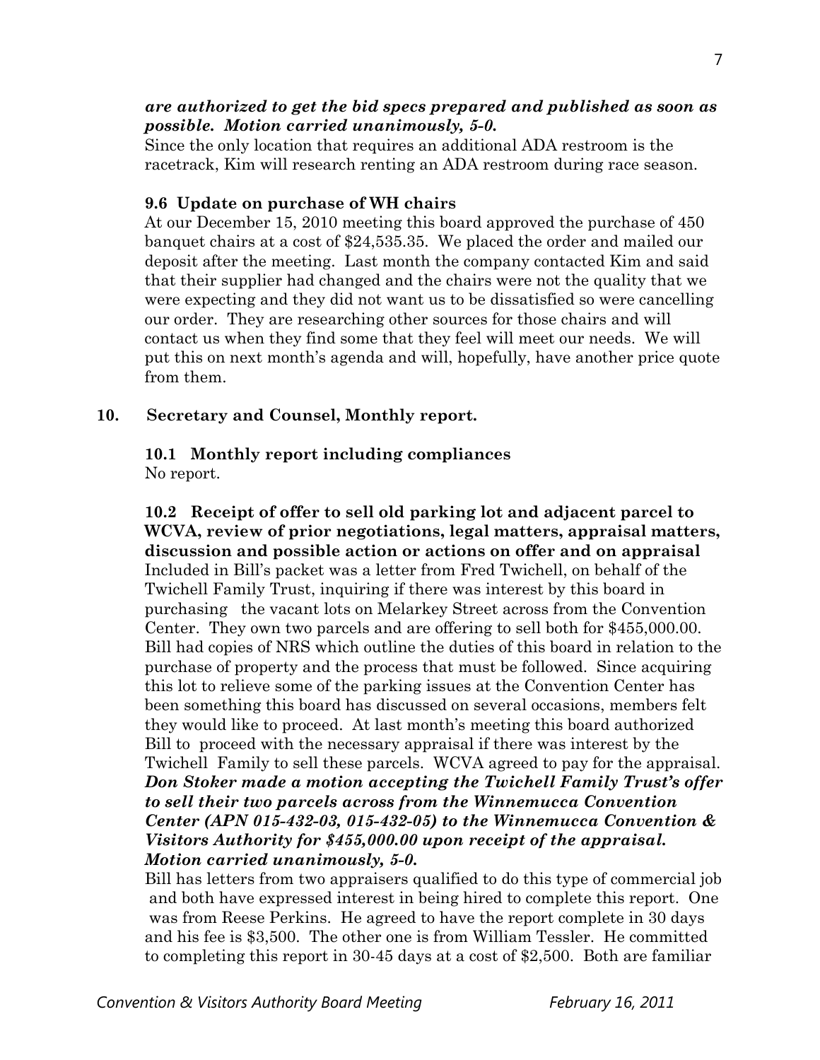***are authorized to get the bid specs prepared and published as soon as possible. Motion carried unanimously, 5-0.***

Since the only location that requires an additional ADA restroom is the racetrack, Kim will research renting an ADA restroom during race season.

**9.6 Update on purchase of WH chairs**

At our December 15, 2010 meeting this board approved the purchase of 450 banquet chairs at a cost of $24,535.35. We placed the order and mailed our deposit after the meeting. Last month the company contacted Kim and said that their supplier had changed and the chairs were not the quality that we were expecting and they did not want us to be dissatisfied so were cancelling our order. They are researching other sources for those chairs and will contact us when they find some that they feel will meet our needs. We will put this on next month's agenda and will, hopefully, have another price quote from them.

**10. Secretary and Counsel, Monthly report.**

**10.1 Monthly report including compliances**

No report.

**10.2 Receipt of offer to sell old parking lot and adjacent parcel to WCVA, review of prior negotiations, legal matters, appraisal matters, discussion and possible action or actions on offer and on appraisal**

Included in Bill's packet was a letter from Fred Twichell, on behalf of the Twichell Family Trust, inquiring if there was interest by this board in purchasing the vacant lots on Melarkey Street across from the Convention Center. They own two parcels and are offering to sell both for $455,000.00. Bill had copies of NRS which outline the duties of this board in relation to the purchase of property and the process that must be followed. Since acquiring this lot to relieve some of the parking issues at the Convention Center has been something this board has discussed on several occasions, members felt they would like to proceed. At last month's meeting this board authorized Bill to proceed with the necessary appraisal if there was interest by the Twichell Family to sell these parcels. WCVA agreed to pay for the appraisal. ***Don Stoker made a motion accepting the Twichell Family Trust's offer to sell their two parcels across from the Winnemucca Convention Center (APN 015-432-03, 015-432-05) to the Winnemucca Convention & Visitors Authority for $455,000.00 upon receipt of the appraisal. Motion carried unanimously, 5-0.***

Bill has letters from two appraisers qualified to do this type of commercial job and both have expressed interest in being hired to complete this report. One was from Reese Perkins. He agreed to have the report complete in 30 days and his fee is $3,500. The other one is from William Tessler. He committed to completing this report in 30-45 days at a cost of $2,500. Both are familiar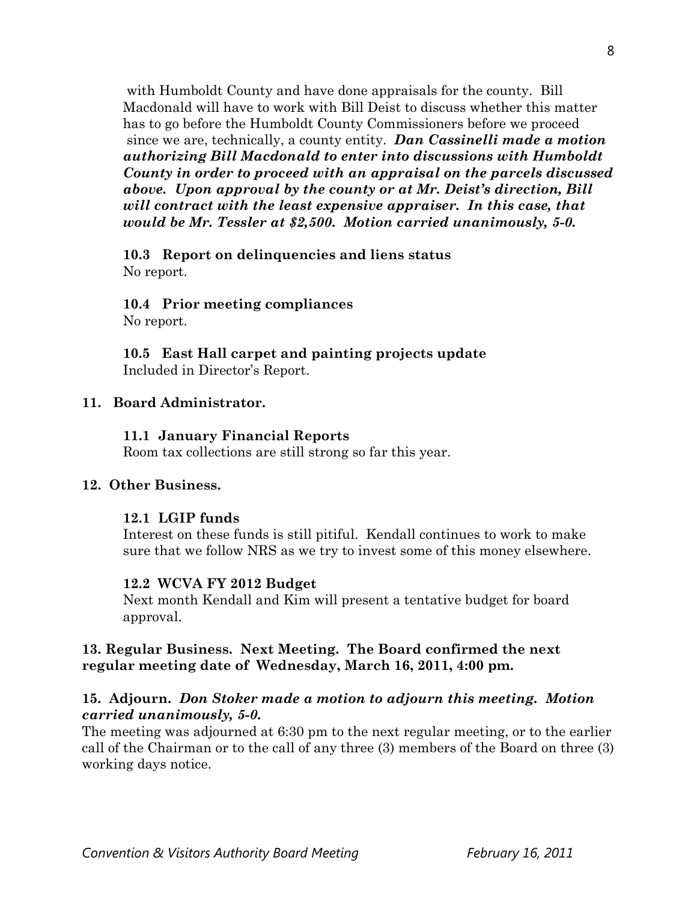with Humboldt County and have done appraisals for the county. Bill Macdonald will have to work with Bill Deist to discuss whether this matter has to go before the Humboldt County Commissioners before we proceed since we are, technically, a county entity. ***Dan Cassinelli made a motion authorizing Bill Macdonald to enter into discussions with Humboldt County in order to proceed with an appraisal on the parcels discussed above. Upon approval by the county or at Mr. Deist's direction, Bill will contract with the least expensive appraiser. In this case, that would be Mr. Tessler at $2,500. Motion carried unanimously, 5-0.***

**10.3 Report on delinquencies and liens status**
No report.

**10.4 Prior meeting compliances**
No report.

**10.5 East Hall carpet and painting projects update**
Included in Director's Report.

**11. Board Administrator.**

**11.1 January Financial Reports**
Room tax collections are still strong so far this year.

**12. Other Business.**

**12.1 LGIP funds**
Interest on these funds is still pitiful. Kendall continues to work to make sure that we follow NRS as we try to invest some of this money elsewhere.

**12.2 WCVA FY 2012 Budget**
Next month Kendall and Kim will present a tentative budget for board approval.

**13. Regular Business. Next Meeting. The Board confirmed the next regular meeting date of Wednesday, March 16, 2011, 4:00 pm.**

**15. Adjourn.** ***Don Stoker made a motion to adjourn this meeting. Motion carried unanimously, 5-0.***
The meeting was adjourned at 6:30 pm to the next regular meeting, or to the earlier call of the Chairman or to the call of any three (3) members of the Board on three (3) working days notice.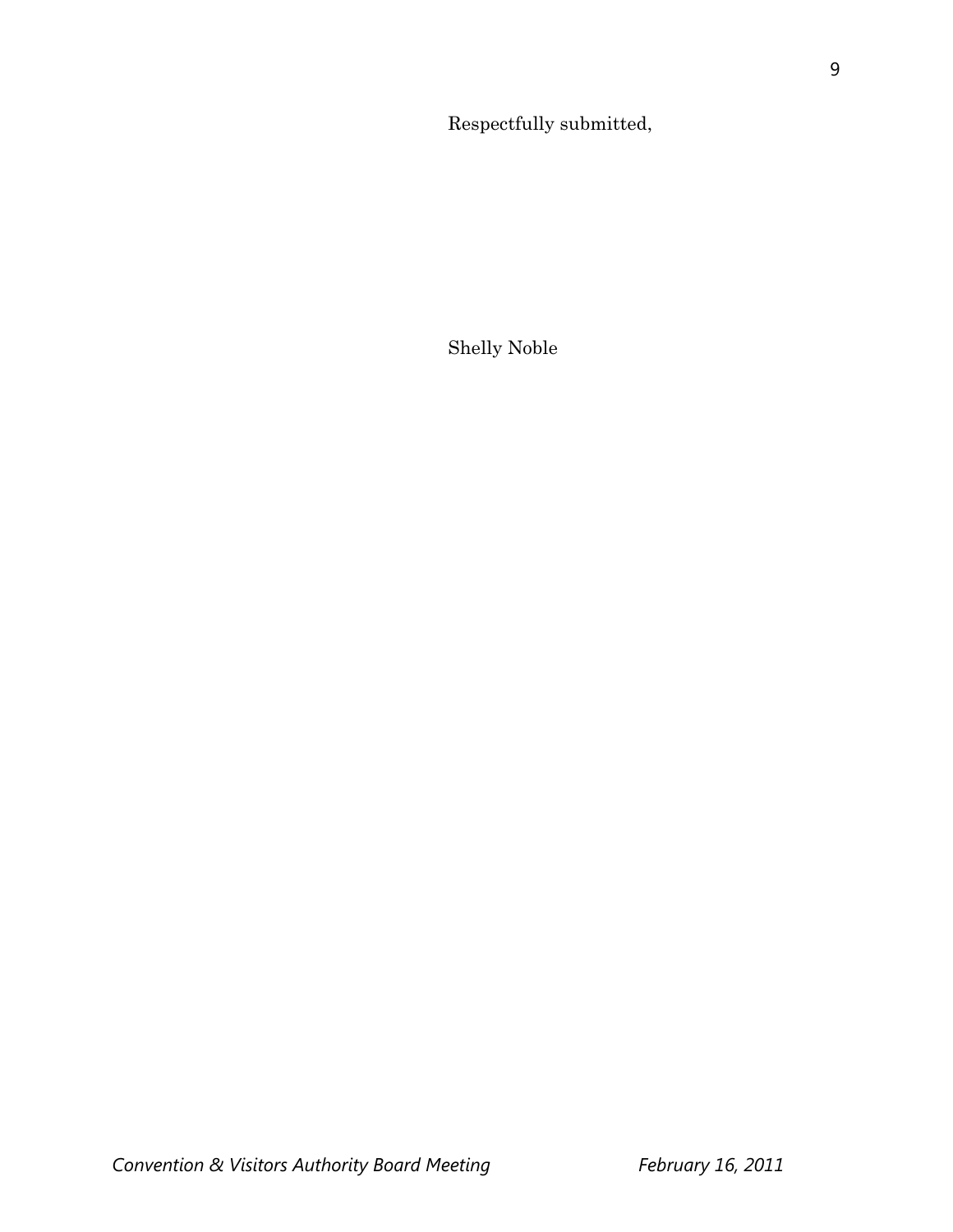Respectfully submitted,

Shelly Noble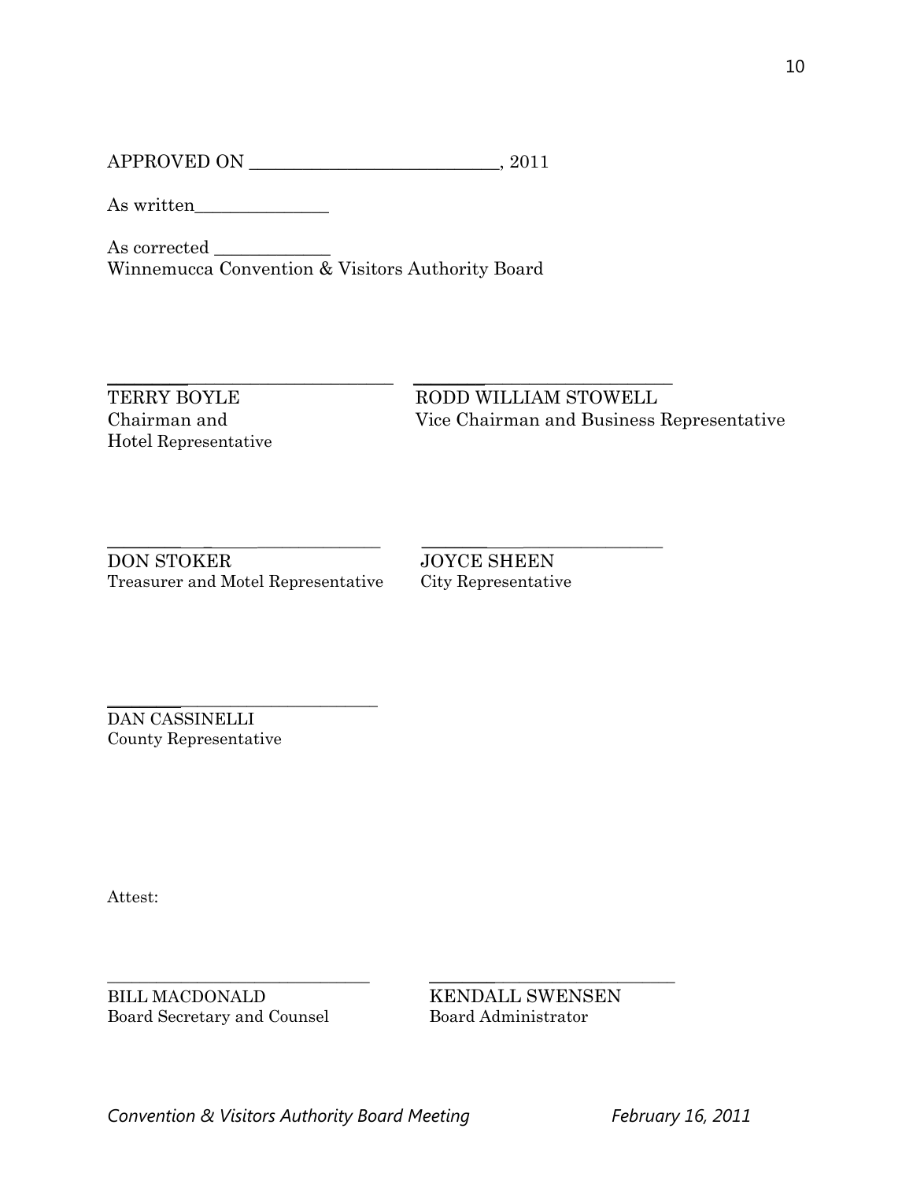APPROVED ON ____________________________, 2011

As written_______________

As corrected _____________

Winnemucca Convention & Visitors Authority Board

_______________________________
TERRY BOYLE
Chairman and
Hotel Representative

_______________________________
RODD WILLIAM STOWELL
Vice Chairman and Business Representative

_______________________________
DON STOKER
Treasurer and Motel Representative

_______________________________
JOYCE SHEEN
City Representative

_______________________________
DAN CASSINELLI
County Representative

Attest:

_______________________________
BILL MACDONALD
Board Secretary and Counsel

_______________________________
KENDALL SWENSEN
Board Administrator